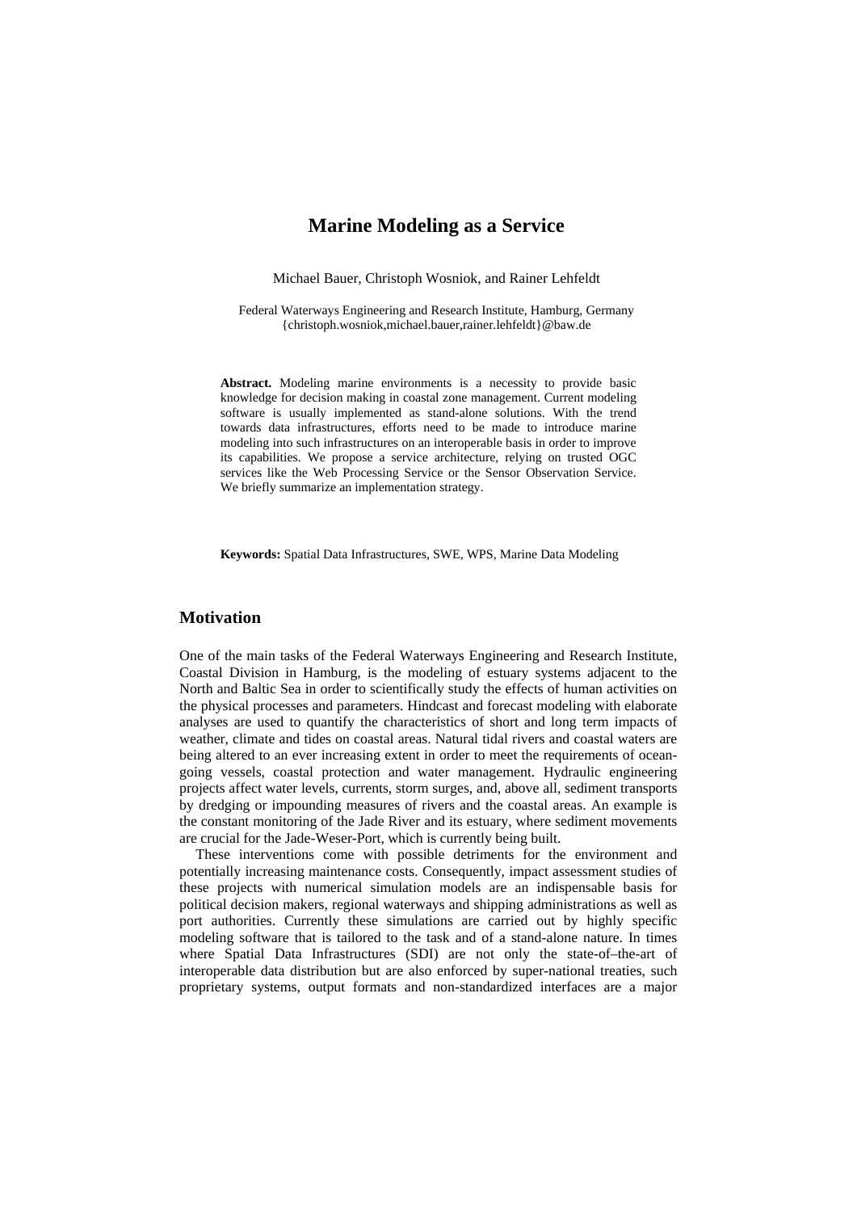# Marine Modeling as a Service

Michael Bauer, Christoph Wosniok, and Rainer Lehfeldt

Federal Waterways Engineering and Research Institute, Hamburg, Germany
{christoph.wosniok,michael.bauer,rainer.lehfeldt}@baw.de

**Abstract.** Modeling marine environments is a necessity to provide basic knowledge for decision making in coastal zone management. Current modeling software is usually implemented as stand-alone solutions. With the trend towards data infrastructures, efforts need to be made to introduce marine modeling into such infrastructures on an interoperable basis in order to improve its capabilities. We propose a service architecture, relying on trusted OGC services like the Web Processing Service or the Sensor Observation Service. We briefly summarize an implementation strategy.

**Keywords:** Spatial Data Infrastructures, SWE, WPS, Marine Data Modeling

## Motivation

One of the main tasks of the Federal Waterways Engineering and Research Institute, Coastal Division in Hamburg, is the modeling of estuary systems adjacent to the North and Baltic Sea in order to scientifically study the effects of human activities on the physical processes and parameters. Hindcast and forecast modeling with elaborate analyses are used to quantify the characteristics of short and long term impacts of weather, climate and tides on coastal areas. Natural tidal rivers and coastal waters are being altered to an ever increasing extent in order to meet the requirements of ocean-going vessels, coastal protection and water management. Hydraulic engineering projects affect water levels, currents, storm surges, and, above all, sediment transports by dredging or impounding measures of rivers and the coastal areas. An example is the constant monitoring of the Jade River and its estuary, where sediment movements are crucial for the Jade-Weser-Port, which is currently being built.

These interventions come with possible detriments for the environment and potentially increasing maintenance costs. Consequently, impact assessment studies of these projects with numerical simulation models are an indispensable basis for political decision makers, regional waterways and shipping administrations as well as port authorities. Currently these simulations are carried out by highly specific modeling software that is tailored to the task and of a stand-alone nature. In times where Spatial Data Infrastructures (SDI) are not only the state-of–the-art of interoperable data distribution but are also enforced by super-national treaties, such proprietary systems, output formats and non-standardized interfaces are a major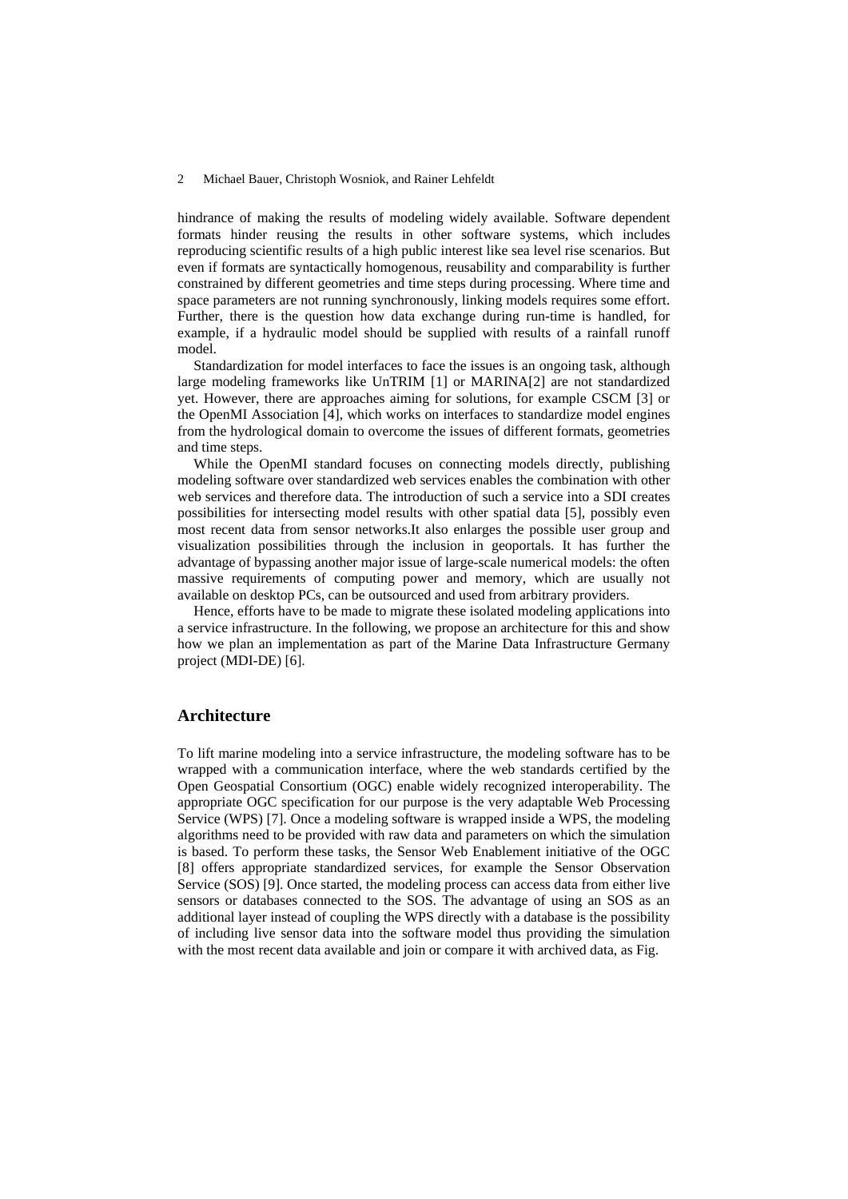hindrance of making the results of modeling widely available. Software dependent formats hinder reusing the results in other software systems, which includes reproducing scientific results of a high public interest like sea level rise scenarios. But even if formats are syntactically homogenous, reusability and comparability is further constrained by different geometries and time steps during processing. Where time and space parameters are not running synchronously, linking models requires some effort. Further, there is the question how data exchange during run-time is handled, for example, if a hydraulic model should be supplied with results of a rainfall runoff model.

Standardization for model interfaces to face the issues is an ongoing task, although large modeling frameworks like UnTRIM [1] or MARINA[2] are not standardized yet. However, there are approaches aiming for solutions, for example CSCM [3] or the OpenMI Association [4], which works on interfaces to standardize model engines from the hydrological domain to overcome the issues of different formats, geometries and time steps.

While the OpenMI standard focuses on connecting models directly, publishing modeling software over standardized web services enables the combination with other web services and therefore data. The introduction of such a service into a SDI creates possibilities for intersecting model results with other spatial data [5], possibly even most recent data from sensor networks.It also enlarges the possible user group and visualization possibilities through the inclusion in geoportals. It has further the advantage of bypassing another major issue of large-scale numerical models: the often massive requirements of computing power and memory, which are usually not available on desktop PCs, can be outsourced and used from arbitrary providers.

Hence, efforts have to be made to migrate these isolated modeling applications into a service infrastructure. In the following, we propose an architecture for this and show how we plan an implementation as part of the Marine Data Infrastructure Germany project (MDI-DE) [6].

## Architecture

To lift marine modeling into a service infrastructure, the modeling software has to be wrapped with a communication interface, where the web standards certified by the Open Geospatial Consortium (OGC) enable widely recognized interoperability. The appropriate OGC specification for our purpose is the very adaptable Web Processing Service (WPS) [7]. Once a modeling software is wrapped inside a WPS, the modeling algorithms need to be provided with raw data and parameters on which the simulation is based. To perform these tasks, the Sensor Web Enablement initiative of the OGC [8] offers appropriate standardized services, for example the Sensor Observation Service (SOS) [9]. Once started, the modeling process can access data from either live sensors or databases connected to the SOS. The advantage of using an SOS as an additional layer instead of coupling the WPS directly with a database is the possibility of including live sensor data into the software model thus providing the simulation with the most recent data available and join or compare it with archived data, as Fig.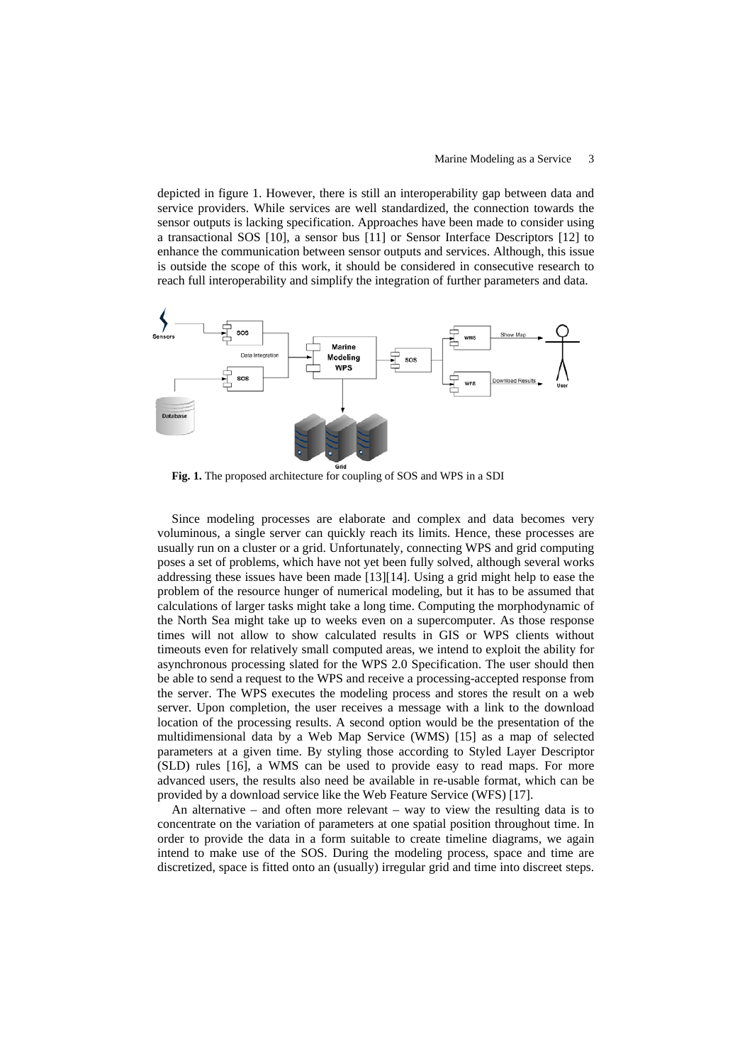depicted in figure 1. However, there is still an interoperability gap between data and service providers. While services are well standardized, the connection towards the sensor outputs is lacking specification. Approaches have been made to consider using a transactional SOS [10], a sensor bus [11] or Sensor Interface Descriptors [12] to enhance the communication between sensor outputs and services. Although, this issue is outside the scope of this work, it should be considered in consecutive research to reach full interoperability and simplify the integration of further parameters and data.

**Fig. 1.** The proposed architecture for coupling of SOS and WPS in a SDI

Since modeling processes are elaborate and complex and data becomes very voluminous, a single server can quickly reach its limits. Hence, these processes are usually run on a cluster or a grid. Unfortunately, connecting WPS and grid computing poses a set of problems, which have not yet been fully solved, although several works addressing these issues have been made [13][14]. Using a grid might help to ease the problem of the resource hunger of numerical modeling, but it has to be assumed that calculations of larger tasks might take a long time. Computing the morphodynamic of the North Sea might take up to weeks even on a supercomputer. As those response times will not allow to show calculated results in GIS or WPS clients without timeouts even for relatively small computed areas, we intend to exploit the ability for asynchronous processing slated for the WPS 2.0 Specification. The user should then be able to send a request to the WPS and receive a processing-accepted response from the server. The WPS executes the modeling process and stores the result on a web server. Upon completion, the user receives a message with a link to the download location of the processing results. A second option would be the presentation of the multidimensional data by a Web Map Service (WMS) [15] as a map of selected parameters at a given time. By styling those according to Styled Layer Descriptor (SLD) rules [16], a WMS can be used to provide easy to read maps. For more advanced users, the results also need be available in re-usable format, which can be provided by a download service like the Web Feature Service (WFS) [17].

An alternative – and often more relevant – way to view the resulting data is to concentrate on the variation of parameters at one spatial position throughout time. In order to provide the data in a form suitable to create timeline diagrams, we again intend to make use of the SOS. During the modeling process, space and time are discretized, space is fitted onto an (usually) irregular grid and time into discreet steps.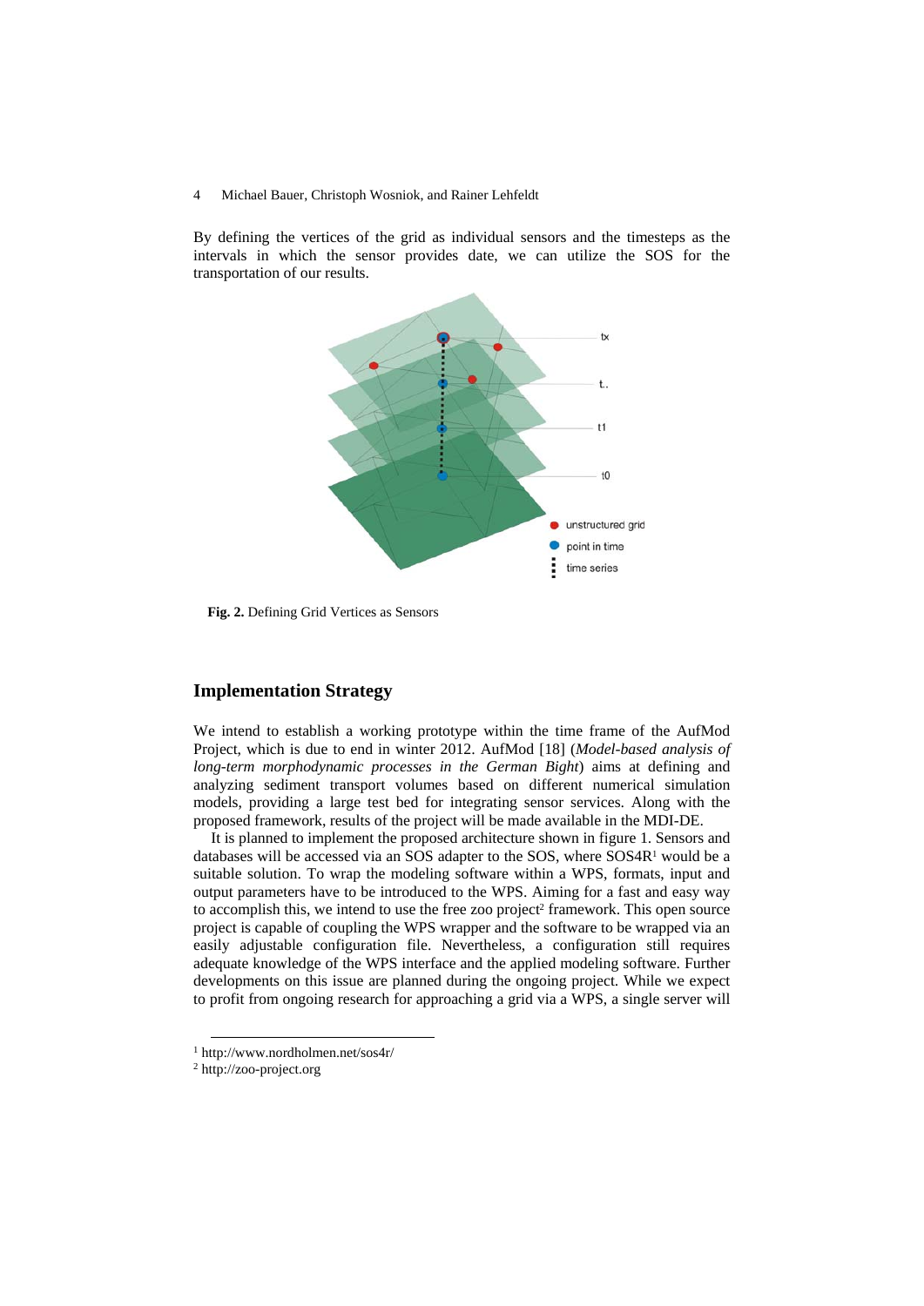By defining the vertices of the grid as individual sensors and the timesteps as the intervals in which the sensor provides date, we can utilize the SOS for the transportation of our results.

**Fig. 2.** Defining Grid Vertices as Sensors

## Implementation Strategy

We intend to establish a working prototype within the time frame of the AufMod Project, which is due to end in winter 2012. AufMod [18] (*Model-based analysis of long-term morphodynamic processes in the German Bight*) aims at defining and analyzing sediment transport volumes based on different numerical simulation models, providing a large test bed for integrating sensor services. Along with the proposed framework, results of the project will be made available in the MDI-DE.

It is planned to implement the proposed architecture shown in figure 1. Sensors and databases will be accessed via an SOS adapter to the SOS, where SOS4R[1] would be a suitable solution. To wrap the modeling software within a WPS, formats, input and output parameters have to be introduced to the WPS. Aiming for a fast and easy way to accomplish this, we intend to use the free zoo project[2] framework. This open source project is capable of coupling the WPS wrapper and the software to be wrapped via an easily adjustable configuration file. Nevertheless, a configuration still requires adequate knowledge of the WPS interface and the applied modeling software. Further developments on this issue are planned during the ongoing project. While we expect to profit from ongoing research for approaching a grid via a WPS, a single server will

[1] http://www.nordholmen.net/sos4r/

[2] http://zoo-project.org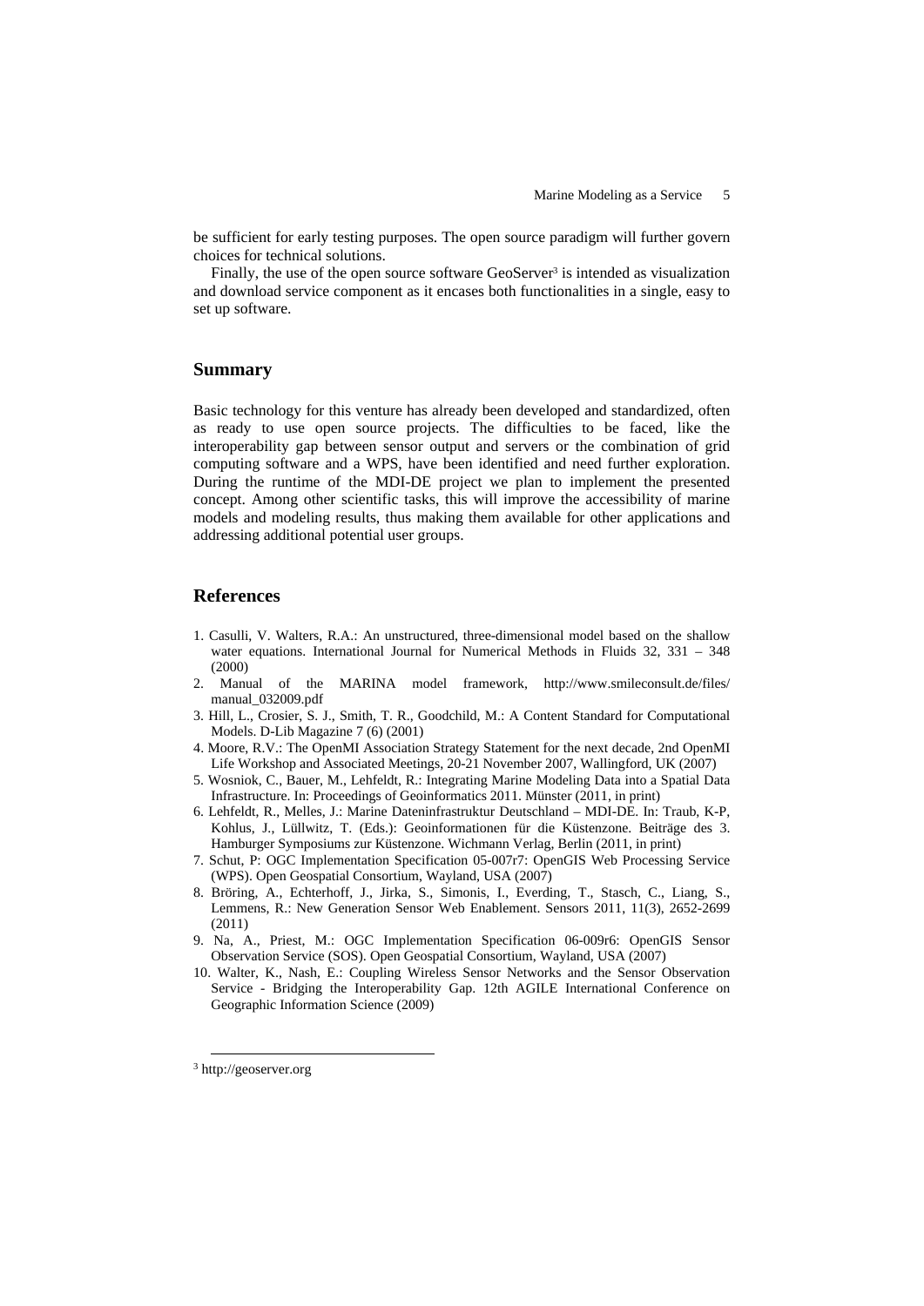be sufficient for early testing purposes. The open source paradigm will further govern choices for technical solutions.

Finally, the use of the open source software GeoServer[3] is intended as visualization and download service component as it encases both functionalities in a single, easy to set up software.

## Summary

Basic technology for this venture has already been developed and standardized, often as ready to use open source projects. The difficulties to be faced, like the interoperability gap between sensor output and servers or the combination of grid computing software and a WPS, have been identified and need further exploration. During the runtime of the MDI-DE project we plan to implement the presented concept. Among other scientific tasks, this will improve the accessibility of marine models and modeling results, thus making them available for other applications and addressing additional potential user groups.

## References

1. Casulli, V. Walters, R.A.: An unstructured, three-dimensional model based on the shallow water equations. International Journal for Numerical Methods in Fluids 32, 331 – 348 (2000)
2. Manual of the MARINA model framework, http://www.smileconsult.de/files/manual_032009.pdf
3. Hill, L., Crosier, S. J., Smith, T. R., Goodchild, M.: A Content Standard for Computational Models. D-Lib Magazine 7 (6) (2001)
4. Moore, R.V.: The OpenMI Association Strategy Statement for the next decade, 2nd OpenMI Life Workshop and Associated Meetings, 20-21 November 2007, Wallingford, UK (2007)
5. Wosniok, C., Bauer, M., Lehfeldt, R.: Integrating Marine Modeling Data into a Spatial Data Infrastructure. In: Proceedings of Geoinformatics 2011. Münster (2011, in print)
6. Lehfeldt, R., Melles, J.: Marine Dateninfrastruktur Deutschland – MDI-DE. In: Traub, K-P, Kohlus, J., Lüllwitz, T. (Eds.): Geoinformationen für die Küstenzone. Beiträge des 3. Hamburger Symposiums zur Küstenzone. Wichmann Verlag, Berlin (2011, in print)
7. Schut, P: OGC Implementation Specification 05-007r7: OpenGIS Web Processing Service (WPS). Open Geospatial Consortium, Wayland, USA (2007)
8. Bröring, A., Echterhoff, J., Jirka, S., Simonis, I., Everding, T., Stasch, C., Liang, S., Lemmens, R.: New Generation Sensor Web Enablement. Sensors 2011, 11(3), 2652-2699 (2011)
9. Na, A., Priest, M.: OGC Implementation Specification 06-009r6: OpenGIS Sensor Observation Service (SOS). Open Geospatial Consortium, Wayland, USA (2007)
10. Walter, K., Nash, E.: Coupling Wireless Sensor Networks and the Sensor Observation Service - Bridging the Interoperability Gap. 12th AGILE International Conference on Geographic Information Science (2009)

[3] http://geoserver.org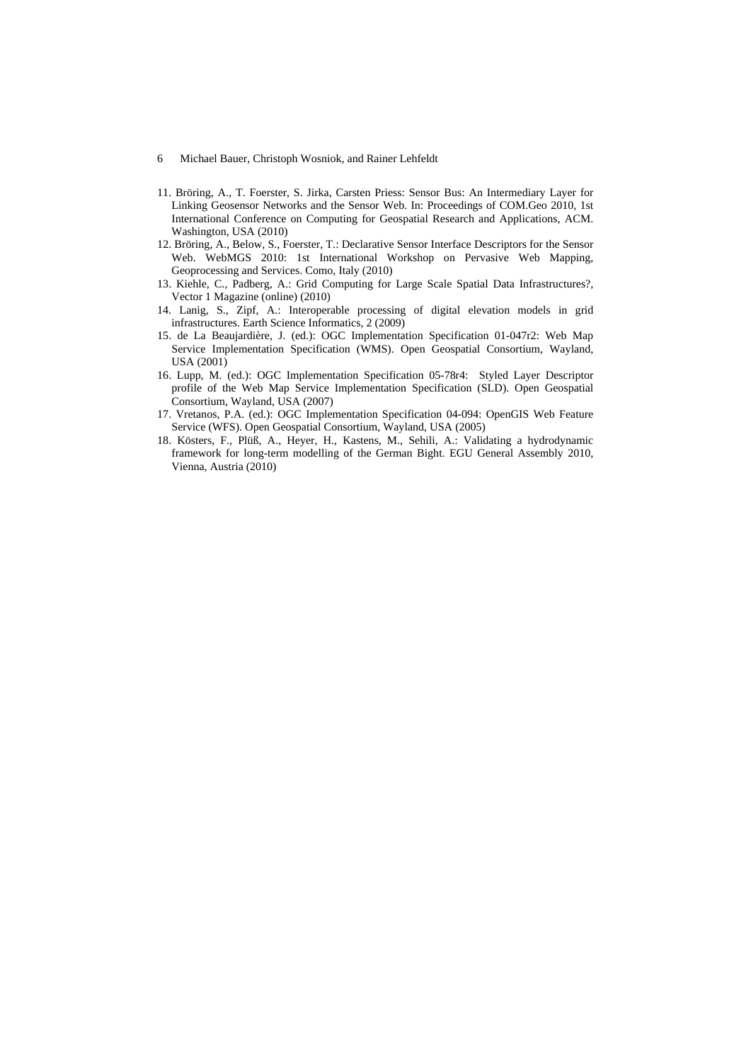11. Bröring, A., T. Foerster, S. Jirka, Carsten Priess: Sensor Bus: An Intermediary Layer for Linking Geosensor Networks and the Sensor Web. In: Proceedings of COM.Geo 2010, 1st International Conference on Computing for Geospatial Research and Applications, ACM. Washington, USA (2010)
12. Bröring, A., Below, S., Foerster, T.: Declarative Sensor Interface Descriptors for the Sensor Web. WebMGS 2010: 1st International Workshop on Pervasive Web Mapping, Geoprocessing and Services. Como, Italy (2010)
13. Kiehle, C., Padberg, A.: Grid Computing for Large Scale Spatial Data Infrastructures?, Vector 1 Magazine (online) (2010)
14. Lanig, S., Zipf, A.: Interoperable processing of digital elevation models in grid infrastructures. Earth Science Informatics, 2 (2009)
15. de La Beaujardière, J. (ed.): OGC Implementation Specification 01-047r2: Web Map Service Implementation Specification (WMS). Open Geospatial Consortium, Wayland, USA (2001)
16. Lupp, M. (ed.): OGC Implementation Specification 05-78r4: Styled Layer Descriptor profile of the Web Map Service Implementation Specification (SLD). Open Geospatial Consortium, Wayland, USA (2007)
17. Vretanos, P.A. (ed.): OGC Implementation Specification 04-094: OpenGIS Web Feature Service (WFS). Open Geospatial Consortium, Wayland, USA (2005)
18. Kösters, F., Plüß, A., Heyer, H., Kastens, M., Sehili, A.: Validating a hydrodynamic framework for long-term modelling of the German Bight. EGU General Assembly 2010, Vienna, Austria (2010)